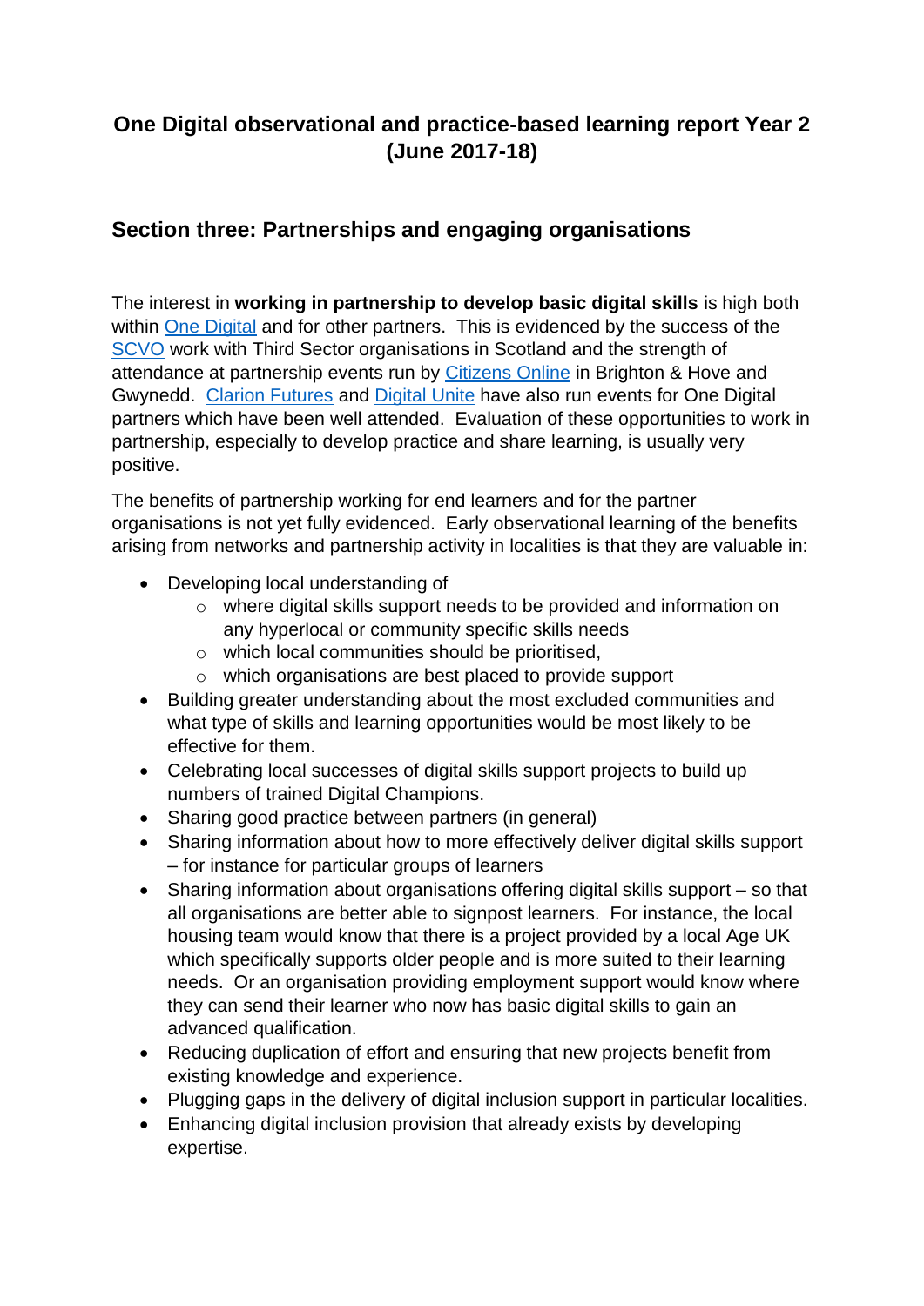# One Digital observational and practice-based learning report Year 2 (June 2017-18)

## Section three: Partnerships and engaging organisations

The interest in **working in partnership to develop basic digital skills** is high both within One Digital and for other partners. This is evidenced by the success of the SCVO work with Third Sector organisations in Scotland and the strength of attendance at partnership events run by Citizens Online in Brighton & Hove and Gwynedd. Clarion Futures and Digital Unite have also run events for One Digital partners which have been well attended. Evaluation of these opportunities to work in partnership, especially to develop practice and share learning, is usually very positive.

The benefits of partnership working for end learners and for the partner organisations is not yet fully evidenced. Early observational learning of the benefits arising from networks and partnership activity in localities is that they are valuable in:

- Developing local understanding of
  - where digital skills support needs to be provided and information on any hyperlocal or community specific skills needs
  - which local communities should be prioritised,
  - which organisations are best placed to provide support
- Building greater understanding about the most excluded communities and what type of skills and learning opportunities would be most likely to be effective for them.
- Celebrating local successes of digital skills support projects to build up numbers of trained Digital Champions.
- Sharing good practice between partners (in general)
- Sharing information about how to more effectively deliver digital skills support – for instance for particular groups of learners
- Sharing information about organisations offering digital skills support – so that all organisations are better able to signpost learners. For instance, the local housing team would know that there is a project provided by a local Age UK which specifically supports older people and is more suited to their learning needs. Or an organisation providing employment support would know where they can send their learner who now has basic digital skills to gain an advanced qualification.
- Reducing duplication of effort and ensuring that new projects benefit from existing knowledge and experience.
- Plugging gaps in the delivery of digital inclusion support in particular localities.
- Enhancing digital inclusion provision that already exists by developing expertise.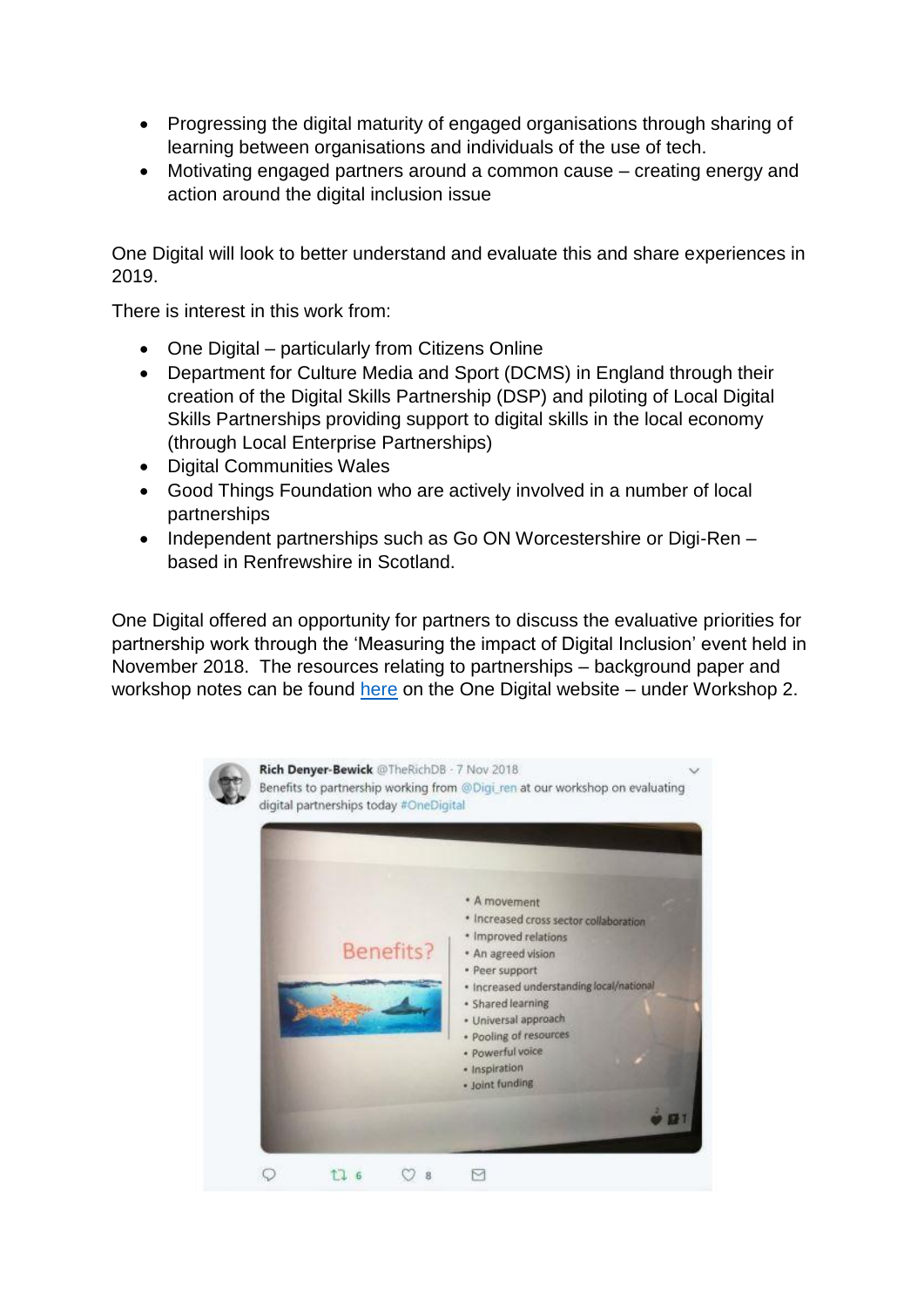- Progressing the digital maturity of engaged organisations through sharing of learning between organisations and individuals of the use of tech.
- Motivating engaged partners around a common cause – creating energy and action around the digital inclusion issue

One Digital will look to better understand and evaluate this and share experiences in 2019.

There is interest in this work from:

- One Digital – particularly from Citizens Online
- Department for Culture Media and Sport (DCMS) in England through their creation of the Digital Skills Partnership (DSP) and piloting of Local Digital Skills Partnerships providing support to digital skills in the local economy (through Local Enterprise Partnerships)
- Digital Communities Wales
- Good Things Foundation who are actively involved in a number of local partnerships
- Independent partnerships such as Go ON Worcestershire or Digi-Ren – based in Renfrewshire in Scotland.

One Digital offered an opportunity for partners to discuss the evaluative priorities for partnership work through the 'Measuring the impact of Digital Inclusion' event held in November 2018. The resources relating to partnerships – background paper and workshop notes can be found [here](#) on the One Digital website – under Workshop 2.

Rich Denyer-Bewick @TheRichDB · 7 Nov 2018
Benefits to partnership working from @Digi_ren at our workshop on evaluating digital partnerships today #OneDigital

Benefits?

- A movement
- Increased cross sector collaboration
- Improved relations
- An agreed vision
- Peer support
- Increased understanding local/national
- Shared learning
- Universal approach
- Pooling of resources
- Powerful voice
- Inspiration
- Joint funding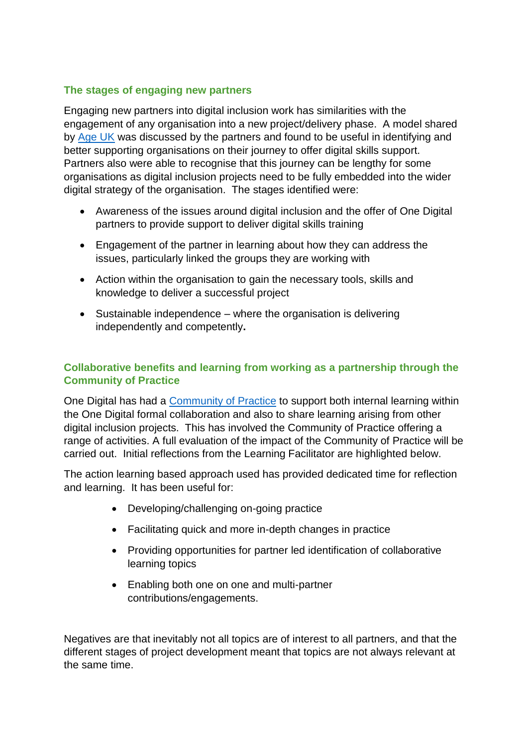### The stages of engaging new partners

Engaging new partners into digital inclusion work has similarities with the engagement of any organisation into a new project/delivery phase. A model shared by [Age UK]() was discussed by the partners and found to be useful in identifying and better supporting organisations on their journey to offer digital skills support. Partners also were able to recognise that this journey can be lengthy for some organisations as digital inclusion projects need to be fully embedded into the wider digital strategy of the organisation. The stages identified were:

- Awareness of the issues around digital inclusion and the offer of One Digital partners to provide support to deliver digital skills training
- Engagement of the partner in learning about how they can address the issues, particularly linked the groups they are working with
- Action within the organisation to gain the necessary tools, skills and knowledge to deliver a successful project
- Sustainable independence – where the organisation is delivering independently and competently**.**

### Collaborative benefits and learning from working as a partnership through the Community of Practice

One Digital has had a [Community of Practice]() to support both internal learning within the One Digital formal collaboration and also to share learning arising from other digital inclusion projects. This has involved the Community of Practice offering a range of activities. A full evaluation of the impact of the Community of Practice will be carried out. Initial reflections from the Learning Facilitator are highlighted below.

The action learning based approach used has provided dedicated time for reflection and learning. It has been useful for:

- Developing/challenging on-going practice
- Facilitating quick and more in-depth changes in practice
- Providing opportunities for partner led identification of collaborative learning topics
- Enabling both one on one and multi-partner contributions/engagements.

Negatives are that inevitably not all topics are of interest to all partners, and that the different stages of project development meant that topics are not always relevant at the same time.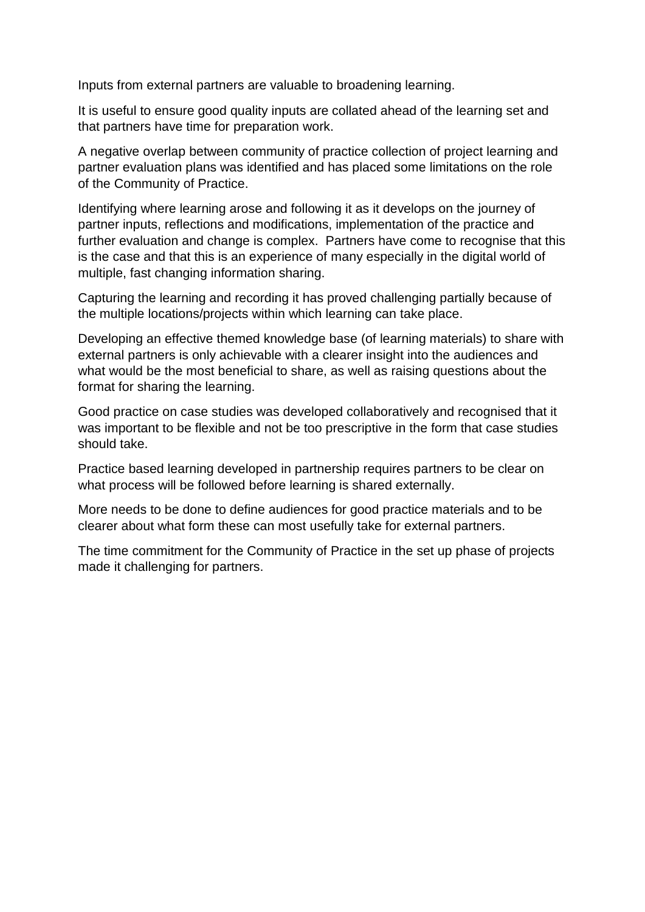Inputs from external partners are valuable to broadening learning.

It is useful to ensure good quality inputs are collated ahead of the learning set and that partners have time for preparation work.

A negative overlap between community of practice collection of project learning and partner evaluation plans was identified and has placed some limitations on the role of the Community of Practice.

Identifying where learning arose and following it as it develops on the journey of partner inputs, reflections and modifications, implementation of the practice and further evaluation and change is complex.  Partners have come to recognise that this is the case and that this is an experience of many especially in the digital world of multiple, fast changing information sharing.

Capturing the learning and recording it has proved challenging partially because of the multiple locations/projects within which learning can take place.

Developing an effective themed knowledge base (of learning materials) to share with external partners is only achievable with a clearer insight into the audiences and what would be the most beneficial to share, as well as raising questions about the format for sharing the learning.

Good practice on case studies was developed collaboratively and recognised that it was important to be flexible and not be too prescriptive in the form that case studies should take.

Practice based learning developed in partnership requires partners to be clear on what process will be followed before learning is shared externally.

More needs to be done to define audiences for good practice materials and to be clearer about what form these can most usefully take for external partners.

The time commitment for the Community of Practice in the set up phase of projects made it challenging for partners.